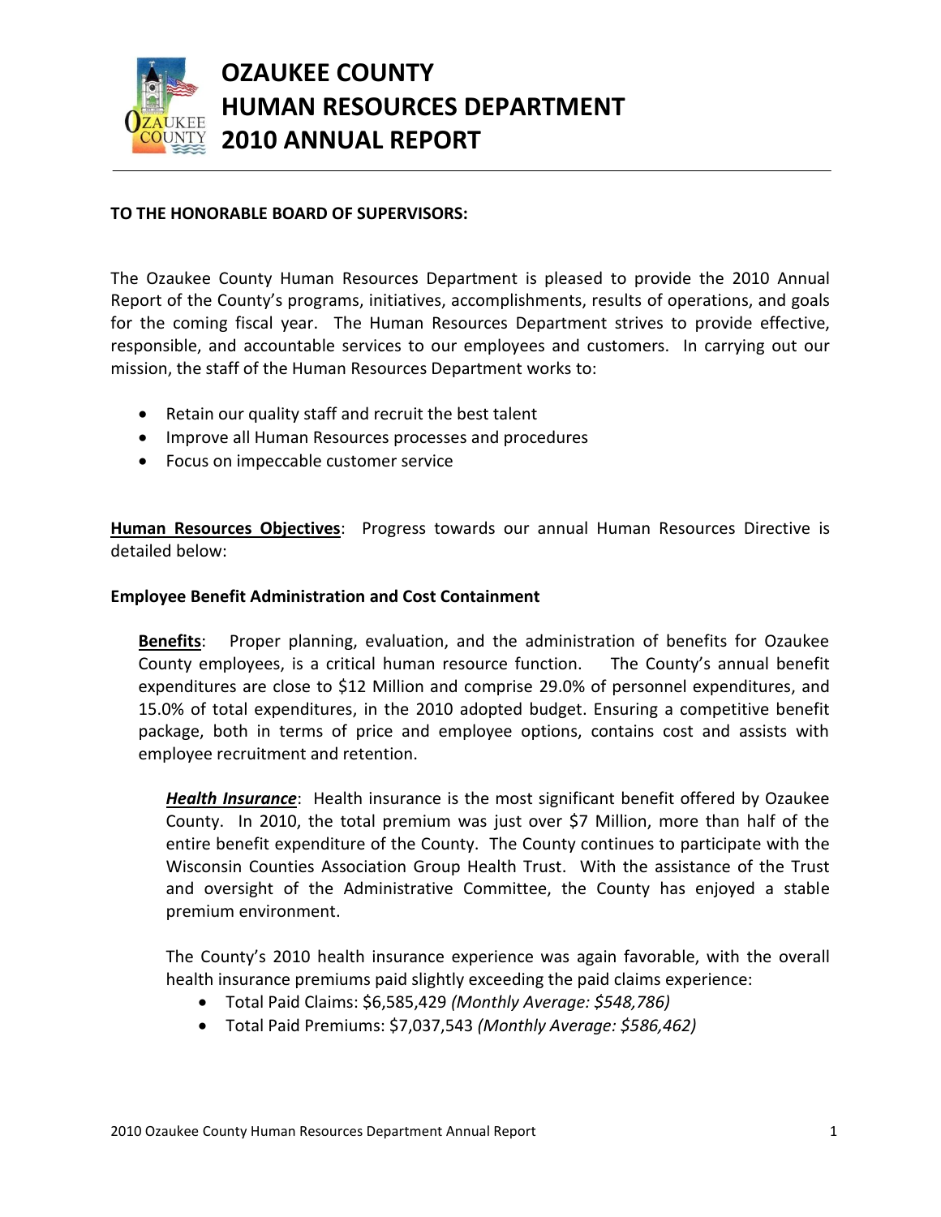# OZAUKEE COUNTY HUMAN RESOURCES DEPARTMENT 2010 ANNUAL REPORT

**TO THE HONORABLE BOARD OF SUPERVISORS:**

The Ozaukee County Human Resources Department is pleased to provide the 2010 Annual Report of the County's programs, initiatives, accomplishments, results of operations, and goals for the coming fiscal year. The Human Resources Department strives to provide effective, responsible, and accountable services to our employees and customers. In carrying out our mission, the staff of the Human Resources Department works to:

- Retain our quality staff and recruit the best talent
- Improve all Human Resources processes and procedures
- Focus on impeccable customer service

**Human Resources Objectives**: Progress towards our annual Human Resources Directive is detailed below:

**Employee Benefit Administration and Cost Containment**

**Benefits**: Proper planning, evaluation, and the administration of benefits for Ozaukee County employees, is a critical human resource function. The County's annual benefit expenditures are close to $12 Million and comprise 29.0% of personnel expenditures, and 15.0% of total expenditures, in the 2010 adopted budget. Ensuring a competitive benefit package, both in terms of price and employee options, contains cost and assists with employee recruitment and retention.

***Health Insurance***: Health insurance is the most significant benefit offered by Ozaukee County. In 2010, the total premium was just over $7 Million, more than half of the entire benefit expenditure of the County. The County continues to participate with the Wisconsin Counties Association Group Health Trust. With the assistance of the Trust and oversight of the Administrative Committee, the County has enjoyed a stable premium environment.

The County's 2010 health insurance experience was again favorable, with the overall health insurance premiums paid slightly exceeding the paid claims experience:

- Total Paid Claims: $6,585,429 *(Monthly Average: $548,786)*
- Total Paid Premiums: $7,037,543 *(Monthly Average: $586,462)*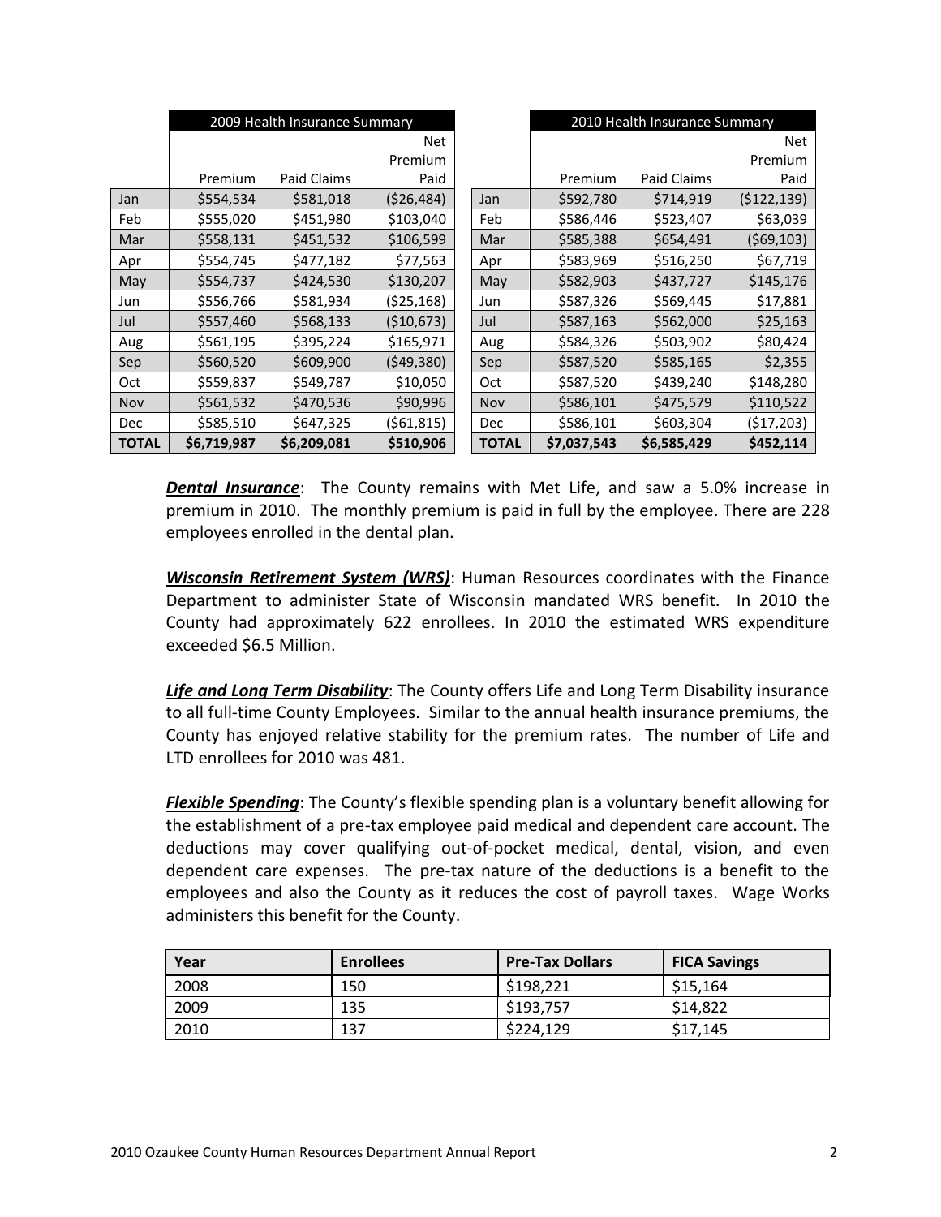| | 2009 Health Insurance Summary | | |
|---|---|---|---|
| | Premium | Paid Claims | Net Premium Paid |
| Jan | $554,534 | $581,018 | ($26,484) |
| Feb | $555,020 | $451,980 | $103,040 |
| Mar | $558,131 | $451,532 | $106,599 |
| Apr | $554,745 | $477,182 | $77,563 |
| May | $554,737 | $424,530 | $130,207 |
| Jun | $556,766 | $581,934 | ($25,168) |
| Jul | $557,460 | $568,133 | ($10,673) |
| Aug | $561,195 | $395,224 | $165,971 |
| Sep | $560,520 | $609,900 | ($49,380) |
| Oct | $559,837 | $549,787 | $10,050 |
| Nov | $561,532 | $470,536 | $90,996 |
| Dec | $585,510 | $647,325 | ($61,815) |
| **TOTAL** | **$6,719,987** | **$6,209,081** | **$510,906** |

| | 2010 Health Insurance Summary | | |
|---|---|---|---|
| | Premium | Paid Claims | Net Premium Paid |
| Jan | $592,780 | $714,919 | ($122,139) |
| Feb | $586,446 | $523,407 | $63,039 |
| Mar | $585,388 | $654,491 | ($69,103) |
| Apr | $583,969 | $516,250 | $67,719 |
| May | $582,903 | $437,727 | $145,176 |
| Jun | $587,326 | $569,445 | $17,881 |
| Jul | $587,163 | $562,000 | $25,163 |
| Aug | $584,326 | $503,902 | $80,424 |
| Sep | $587,520 | $585,165 | $2,355 |
| Oct | $587,520 | $439,240 | $148,280 |
| Nov | $586,101 | $475,579 | $110,522 |
| Dec | $586,101 | $603,304 | ($17,203) |
| **TOTAL** | **$7,037,543** | **$6,585,429** | **$452,114** |

***Dental Insurance***: The County remains with Met Life, and saw a 5.0% increase in premium in 2010. The monthly premium is paid in full by the employee. There are 228 employees enrolled in the dental plan.

***Wisconsin Retirement System (WRS)***: Human Resources coordinates with the Finance Department to administer State of Wisconsin mandated WRS benefit. In 2010 the County had approximately 622 enrollees. In 2010 the estimated WRS expenditure exceeded $6.5 Million.

***Life and Long Term Disability***: The County offers Life and Long Term Disability insurance to all full-time County Employees. Similar to the annual health insurance premiums, the County has enjoyed relative stability for the premium rates. The number of Life and LTD enrollees for 2010 was 481.

***Flexible Spending***: The County's flexible spending plan is a voluntary benefit allowing for the establishment of a pre-tax employee paid medical and dependent care account. The deductions may cover qualifying out-of-pocket medical, dental, vision, and even dependent care expenses. The pre-tax nature of the deductions is a benefit to the employees and also the County as it reduces the cost of payroll taxes. Wage Works administers this benefit for the County.

| Year | Enrollees | Pre-Tax Dollars | FICA Savings |
|---|---|---|---|
| 2008 | 150 | $198,221 | $15,164 |
| 2009 | 135 | $193,757 | $14,822 |
| 2010 | 137 | $224,129 | $17,145 |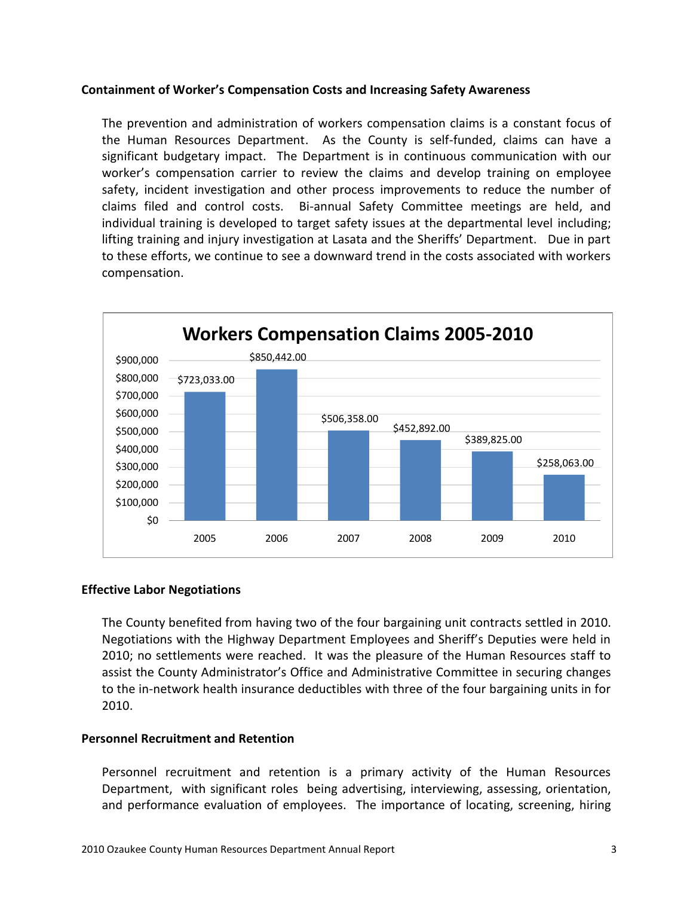**Containment of Worker's Compensation Costs and Increasing Safety Awareness**

The prevention and administration of workers compensation claims is a constant focus of the Human Resources Department. As the County is self-funded, claims can have a significant budgetary impact. The Department is in continuous communication with our worker's compensation carrier to review the claims and develop training on employee safety, incident investigation and other process improvements to reduce the number of claims filed and control costs. Bi-annual Safety Committee meetings are held, and individual training is developed to target safety issues at the departmental level including; lifting training and injury investigation at Lasata and the Sheriffs' Department. Due in part to these efforts, we continue to see a downward trend in the costs associated with workers compensation.

**Workers Compensation Claims 2005-2010**

| Year | Claims |
|---|---|
| 2005 | $723,033.00 |
| 2006 | $850,442.00 |
| 2007 | $506,358.00 |
| 2008 | $452,892.00 |
| 2009 | $389,825.00 |
| 2010 | $258,063.00 |

**Effective Labor Negotiations**

The County benefited from having two of the four bargaining unit contracts settled in 2010. Negotiations with the Highway Department Employees and Sheriff's Deputies were held in 2010; no settlements were reached. It was the pleasure of the Human Resources staff to assist the County Administrator's Office and Administrative Committee in securing changes to the in-network health insurance deductibles with three of the four bargaining units in for 2010.

**Personnel Recruitment and Retention**

Personnel recruitment and retention is a primary activity of the Human Resources Department, with significant roles being advertising, interviewing, assessing, orientation, and performance evaluation of employees. The importance of locating, screening, hiring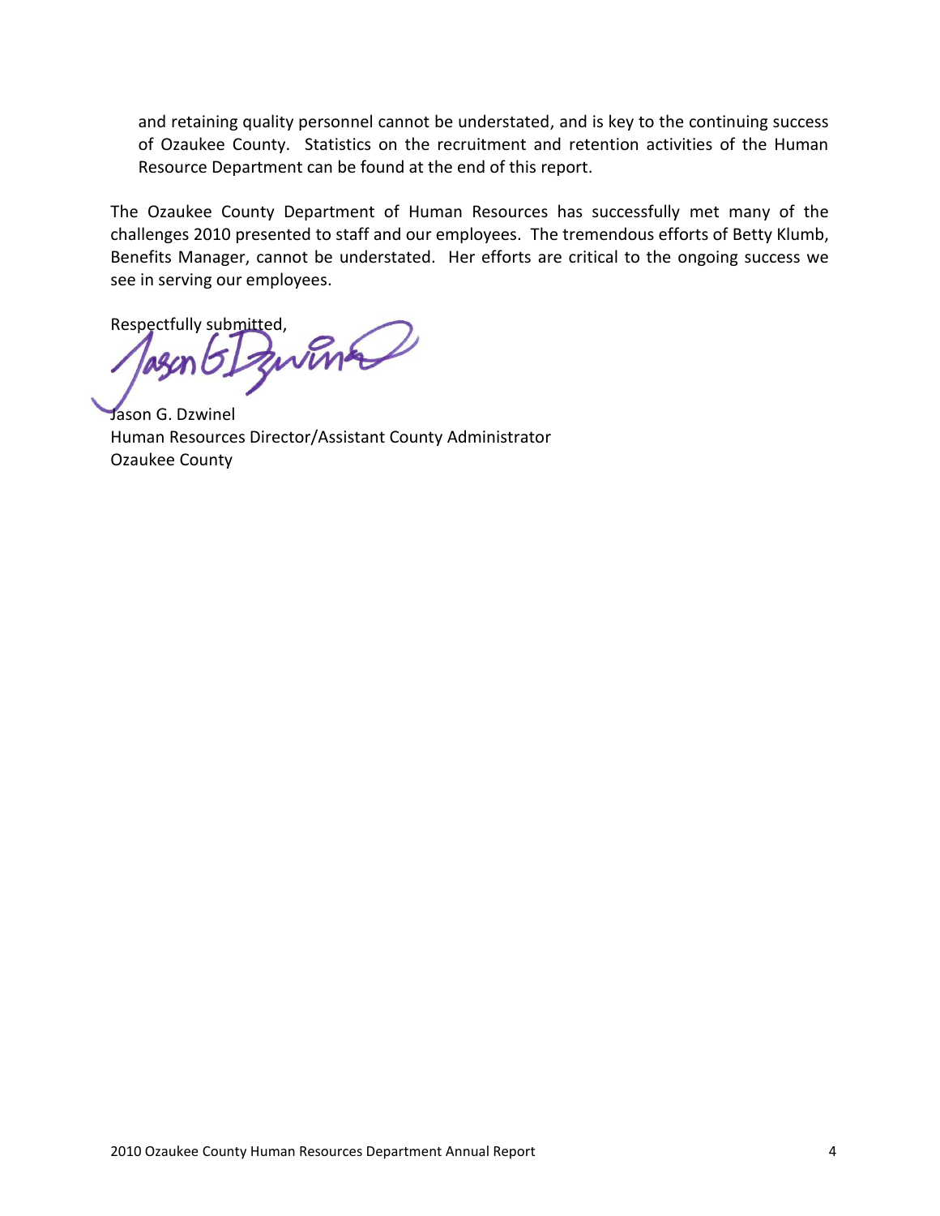and retaining quality personnel cannot be understated, and is key to the continuing success of Ozaukee County. Statistics on the recruitment and retention activities of the Human Resource Department can be found at the end of this report.

The Ozaukee County Department of Human Resources has successfully met many of the challenges 2010 presented to staff and our employees. The tremendous efforts of Betty Klumb, Benefits Manager, cannot be understated. Her efforts are critical to the ongoing success we see in serving our employees.

Respectfully submitted,

Jason G. Dzwinel
Human Resources Director/Assistant County Administrator
Ozaukee County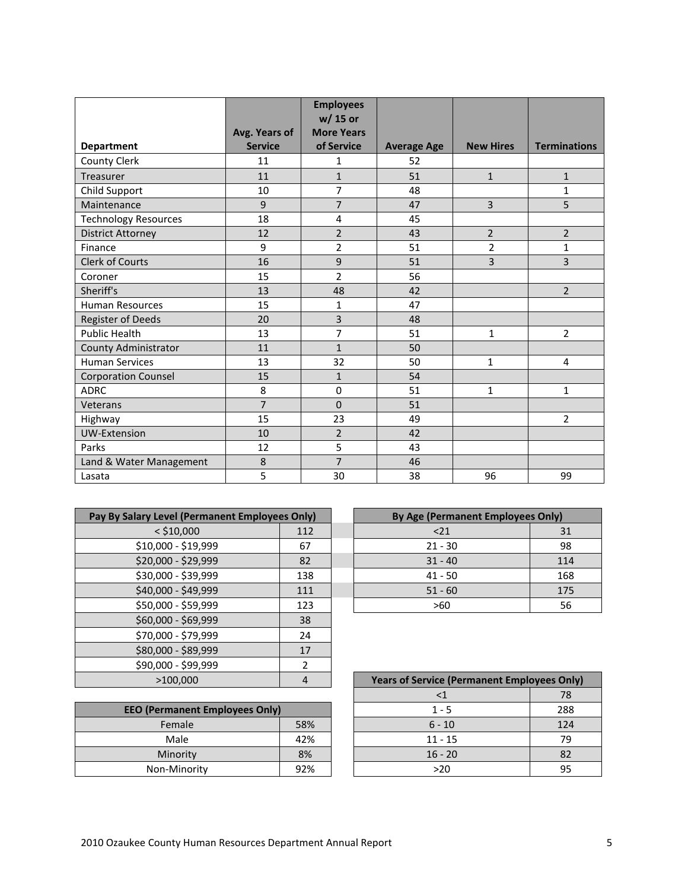| Department | Avg. Years of Service | Employees w/ 15 or More Years of Service | Average Age | New Hires | Terminations |
|---|---|---|---|---|---|
| County Clerk | 11 | 1 | 52 | | |
| Treasurer | 11 | 1 | 51 | 1 | 1 |
| Child Support | 10 | 7 | 48 | | 1 |
| Maintenance | 9 | 7 | 47 | 3 | 5 |
| Technology Resources | 18 | 4 | 45 | | |
| District Attorney | 12 | 2 | 43 | 2 | 2 |
| Finance | 9 | 2 | 51 | 2 | 1 |
| Clerk of Courts | 16 | 9 | 51 | 3 | 3 |
| Coroner | 15 | 2 | 56 | | |
| Sheriff's | 13 | 48 | 42 | | 2 |
| Human Resources | 15 | 1 | 47 | | |
| Register of Deeds | 20 | 3 | 48 | | |
| Public Health | 13 | 7 | 51 | 1 | 2 |
| County Administrator | 11 | 1 | 50 | | |
| Human Services | 13 | 32 | 50 | 1 | 4 |
| Corporation Counsel | 15 | 1 | 54 | | |
| ADRC | 8 | 0 | 51 | 1 | 1 |
| Veterans | 7 | 0 | 51 | | |
| Highway | 15 | 23 | 49 | | 2 |
| UW-Extension | 10 | 2 | 42 | | |
| Parks | 12 | 5 | 43 | | |
| Land & Water Management | 8 | 7 | 46 | | |
| Lasata | 5 | 30 | 38 | 96 | 99 |

| Pay By Salary Level (Permanent Employees Only) | |
|---|---|
| < $10,000 | 112 |
| $10,000 - $19,999 | 67 |
| $20,000 - $29,999 | 82 |
| $30,000 - $39,999 | 138 |
| $40,000 - $49,999 | 111 |
| $50,000 - $59,999 | 123 |
| $60,000 - $69,999 | 38 |
| $70,000 - $79,999 | 24 |
| $80,000 - $89,999 | 17 |
| $90,000 - $99,999 | 2 |
| >100,000 | 4 |

| By Age (Permanent Employees Only) | |
|---|---|
| <21 | 31 |
| 21 - 30 | 98 |
| 31 - 40 | 114 |
| 41 - 50 | 168 |
| 51 - 60 | 175 |
| >60 | 56 |

| EEO (Permanent Employees Only) | |
|---|---|
| Female | 58% |
| Male | 42% |
| Minority | 8% |
| Non-Minority | 92% |

| Years of Service (Permanent Employees Only) | |
|---|---|
| <1 | 78 |
| 1 - 5 | 288 |
| 6 - 10 | 124 |
| 11 - 15 | 79 |
| 16 - 20 | 82 |
| >20 | 95 |